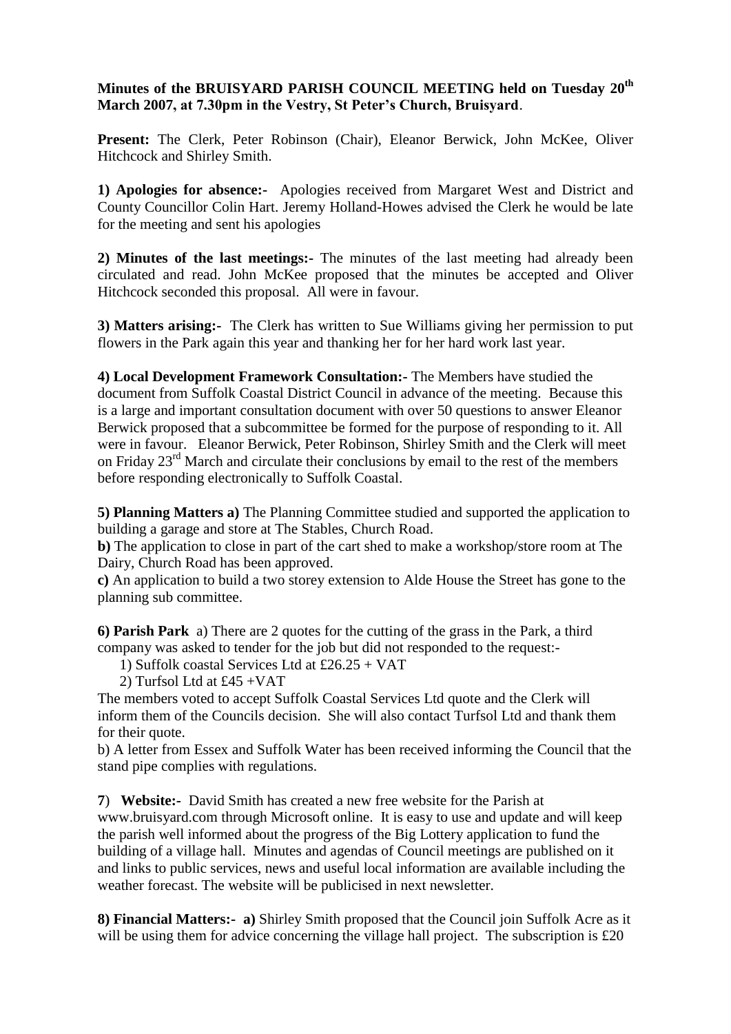**Minutes of the BRUISYARD PARISH COUNCIL MEETING held on Tuesday 20th March 2007, at 7.30pm in the Vestry, St Peter's Church, Bruisyard**.

**Present:** The Clerk, Peter Robinson (Chair), Eleanor Berwick, John McKee, Oliver Hitchcock and Shirley Smith.

**1) Apologies for absence:-** Apologies received from Margaret West and District and County Councillor Colin Hart. Jeremy Holland-Howes advised the Clerk he would be late for the meeting and sent his apologies

**2) Minutes of the last meetings:-** The minutes of the last meeting had already been circulated and read. John McKee proposed that the minutes be accepted and Oliver Hitchcock seconded this proposal. All were in favour.

**3) Matters arising:-** The Clerk has written to Sue Williams giving her permission to put flowers in the Park again this year and thanking her for her hard work last year.

**4) Local Development Framework Consultation:-** The Members have studied the document from Suffolk Coastal District Council in advance of the meeting. Because this is a large and important consultation document with over 50 questions to answer Eleanor Berwick proposed that a subcommittee be formed for the purpose of responding to it. All were in favour. Eleanor Berwick, Peter Robinson, Shirley Smith and the Clerk will meet on Friday 23rd March and circulate their conclusions by email to the rest of the members before responding electronically to Suffolk Coastal.

**5) Planning Matters a)** The Planning Committee studied and supported the application to building a garage and store at The Stables, Church Road.

**b)** The application to close in part of the cart shed to make a workshop/store room at The Dairy, Church Road has been approved.

**c)** An application to build a two storey extension to Alde House the Street has gone to the planning sub committee.

**6) Parish Park** a) There are 2 quotes for the cutting of the grass in the Park, a third company was asked to tender for the job but did not responded to the request:-

1) Suffolk coastal Services Ltd at £26.25 + VAT
2) Turfsol Ltd at £45 +VAT

The members voted to accept Suffolk Coastal Services Ltd quote and the Clerk will inform them of the Councils decision. She will also contact Turfsol Ltd and thank them for their quote.

b) A letter from Essex and Suffolk Water has been received informing the Council that the stand pipe complies with regulations.

**7**) **Website:-** David Smith has created a new free website for the Parish at www.bruisyard.com through Microsoft online. It is easy to use and update and will keep the parish well informed about the progress of the Big Lottery application to fund the building of a village hall. Minutes and agendas of Council meetings are published on it and links to public services, news and useful local information are available including the weather forecast. The website will be publicised in next newsletter.

**8) Financial Matters:- a)** Shirley Smith proposed that the Council join Suffolk Acre as it will be using them for advice concerning the village hall project. The subscription is £20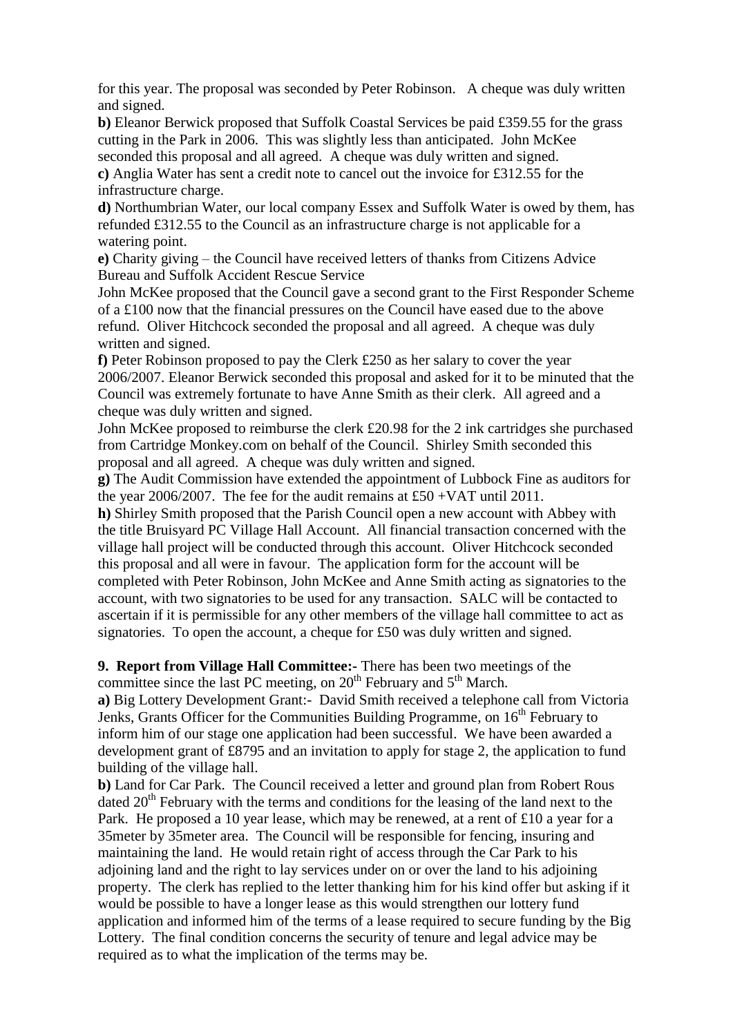for this year. The proposal was seconded by Peter Robinson. A cheque was duly written and signed.

**b)** Eleanor Berwick proposed that Suffolk Coastal Services be paid £359.55 for the grass cutting in the Park in 2006. This was slightly less than anticipated. John McKee seconded this proposal and all agreed. A cheque was duly written and signed.

**c)** Anglia Water has sent a credit note to cancel out the invoice for £312.55 for the infrastructure charge.

**d)** Northumbrian Water, our local company Essex and Suffolk Water is owed by them, has refunded £312.55 to the Council as an infrastructure charge is not applicable for a watering point.

**e)** Charity giving – the Council have received letters of thanks from Citizens Advice Bureau and Suffolk Accident Rescue Service

John McKee proposed that the Council gave a second grant to the First Responder Scheme of a £100 now that the financial pressures on the Council have eased due to the above refund. Oliver Hitchcock seconded the proposal and all agreed. A cheque was duly written and signed.

**f)** Peter Robinson proposed to pay the Clerk £250 as her salary to cover the year 2006/2007. Eleanor Berwick seconded this proposal and asked for it to be minuted that the Council was extremely fortunate to have Anne Smith as their clerk. All agreed and a cheque was duly written and signed.

John McKee proposed to reimburse the clerk £20.98 for the 2 ink cartridges she purchased from Cartridge Monkey.com on behalf of the Council. Shirley Smith seconded this proposal and all agreed. A cheque was duly written and signed.

**g)** The Audit Commission have extended the appointment of Lubbock Fine as auditors for the year 2006/2007. The fee for the audit remains at £50 +VAT until 2011.

**h)** Shirley Smith proposed that the Parish Council open a new account with Abbey with the title Bruisyard PC Village Hall Account. All financial transaction concerned with the village hall project will be conducted through this account. Oliver Hitchcock seconded this proposal and all were in favour. The application form for the account will be completed with Peter Robinson, John McKee and Anne Smith acting as signatories to the account, with two signatories to be used for any transaction. SALC will be contacted to ascertain if it is permissible for any other members of the village hall committee to act as signatories. To open the account, a cheque for £50 was duly written and signed.

**9. Report from Village Hall Committee:-** There has been two meetings of the committee since the last PC meeting, on 20th February and 5th March.

**a)** Big Lottery Development Grant:- David Smith received a telephone call from Victoria Jenks, Grants Officer for the Communities Building Programme, on 16th February to inform him of our stage one application had been successful. We have been awarded a development grant of £8795 and an invitation to apply for stage 2, the application to fund building of the village hall.

**b)** Land for Car Park. The Council received a letter and ground plan from Robert Rous dated 20th February with the terms and conditions for the leasing of the land next to the Park. He proposed a 10 year lease, which may be renewed, at a rent of £10 a year for a 35meter by 35meter area. The Council will be responsible for fencing, insuring and maintaining the land. He would retain right of access through the Car Park to his adjoining land and the right to lay services under on or over the land to his adjoining property. The clerk has replied to the letter thanking him for his kind offer but asking if it would be possible to have a longer lease as this would strengthen our lottery fund application and informed him of the terms of a lease required to secure funding by the Big Lottery. The final condition concerns the security of tenure and legal advice may be required as to what the implication of the terms may be.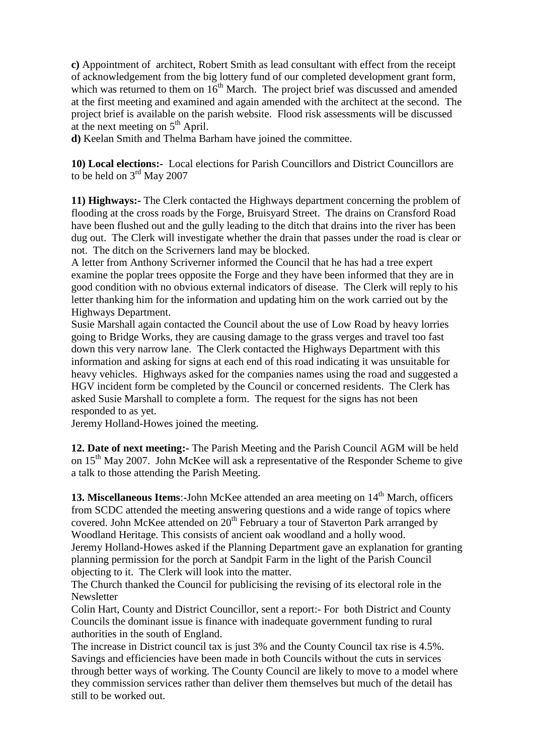**c)** Appointment of architect, Robert Smith as lead consultant with effect from the receipt of acknowledgement from the big lottery fund of our completed development grant form, which was returned to them on 16th March. The project brief was discussed and amended at the first meeting and examined and again amended with the architect at the second. The project brief is available on the parish website. Flood risk assessments will be discussed at the next meeting on 5th April.

**d)** Keelan Smith and Thelma Barham have joined the committee.

**10) Local elections:-** Local elections for Parish Councillors and District Councillors are to be held on 3rd May 2007

**11) Highways:-** The Clerk contacted the Highways department concerning the problem of flooding at the cross roads by the Forge, Bruisyard Street. The drains on Cransford Road have been flushed out and the gully leading to the ditch that drains into the river has been dug out. The Clerk will investigate whether the drain that passes under the road is clear or not. The ditch on the Scriverners land may be blocked.

A letter from Anthony Scriverner informed the Council that he has had a tree expert examine the poplar trees opposite the Forge and they have been informed that they are in good condition with no obvious external indicators of disease. The Clerk will reply to his letter thanking him for the information and updating him on the work carried out by the Highways Department.

Susie Marshall again contacted the Council about the use of Low Road by heavy lorries going to Bridge Works, they are causing damage to the grass verges and travel too fast down this very narrow lane. The Clerk contacted the Highways Department with this information and asking for signs at each end of this road indicating it was unsuitable for heavy vehicles. Highways asked for the companies names using the road and suggested a HGV incident form be completed by the Council or concerned residents. The Clerk has asked Susie Marshall to complete a form. The request for the signs has not been responded to as yet.

Jeremy Holland-Howes joined the meeting.

**12. Date of next meeting:-** The Parish Meeting and the Parish Council AGM will be held on 15th May 2007. John McKee will ask a representative of the Responder Scheme to give a talk to those attending the Parish Meeting.

**13. Miscellaneous Items**:-John McKee attended an area meeting on 14th March, officers from SCDC attended the meeting answering questions and a wide range of topics where covered. John McKee attended on 20th February a tour of Staverton Park arranged by Woodland Heritage. This consists of ancient oak woodland and a holly wood.

Jeremy Holland-Howes asked if the Planning Department gave an explanation for granting planning permission for the porch at Sandpit Farm in the light of the Parish Council objecting to it. The Clerk will look into the matter.

The Church thanked the Council for publicising the revising of its electoral role in the Newsletter

Colin Hart, County and District Councillor, sent a report:- For both District and County Councils the dominant issue is finance with inadequate government funding to rural authorities in the south of England.

The increase in District council tax is just 3% and the County Council tax rise is 4.5%. Savings and efficiencies have been made in both Councils without the cuts in services through better ways of working. The County Council are likely to move to a model where they commission services rather than deliver them themselves but much of the detail has still to be worked out.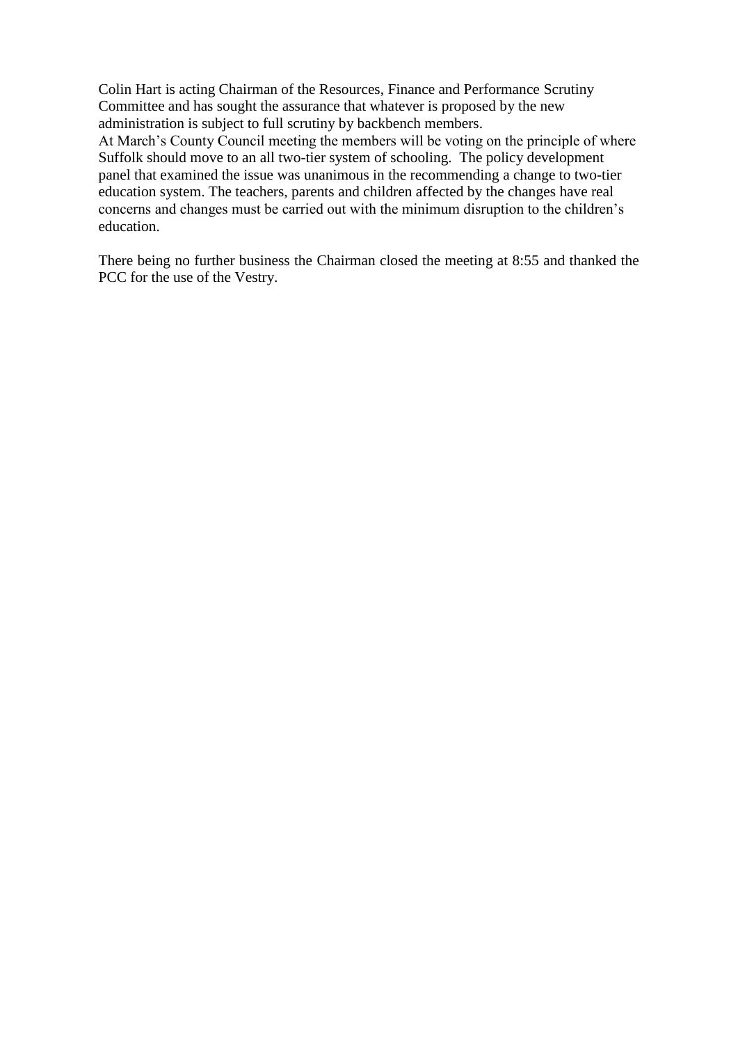Colin Hart is acting Chairman of the Resources, Finance and Performance Scrutiny Committee and has sought the assurance that whatever is proposed by the new administration is subject to full scrutiny by backbench members.
At March's County Council meeting the members will be voting on the principle of where Suffolk should move to an all two-tier system of schooling. The policy development panel that examined the issue was unanimous in the recommending a change to two-tier education system. The teachers, parents and children affected by the changes have real concerns and changes must be carried out with the minimum disruption to the children's education.

There being no further business the Chairman closed the meeting at 8:55 and thanked the PCC for the use of the Vestry.